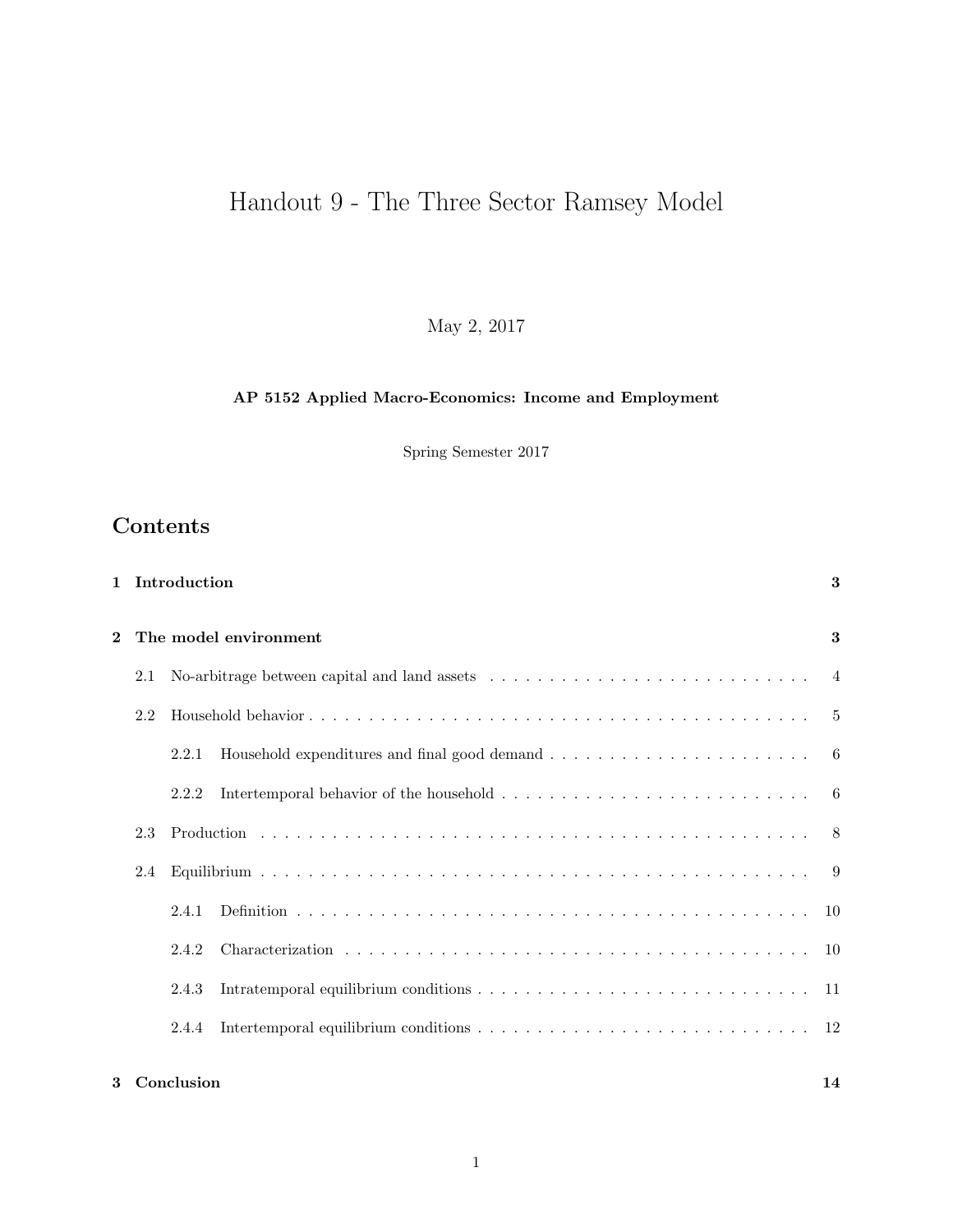# Handout 9 - The Three Sector Ramsey Model

May 2, 2017

**AP 5152 Applied Macro-Economics: Income and Employment**

Spring Semester 2017

## Contents

**1 Introduction** **3**

**2 The model environment** **3**

- 2.1 No-arbitrage between capital and land assets . . . . . . . . . . . . . . . . . . . . . . . . . . . 4
- 2.2 Household behavior . . . . . . . . . . . . . . . . . . . . . . . . . . . . . . . . . . . . . . . . . 5
  - 2.2.1 Household expenditures and final good demand . . . . . . . . . . . . . . . . . . . . . . 6
  - 2.2.2 Intertemporal behavior of the household . . . . . . . . . . . . . . . . . . . . . . . . . . 6
- 2.3 Production . . . . . . . . . . . . . . . . . . . . . . . . . . . . . . . . . . . . . . . . . . . . . . 8
- 2.4 Equilibrium . . . . . . . . . . . . . . . . . . . . . . . . . . . . . . . . . . . . . . . . . . . . . 9
  - 2.4.1 Definition . . . . . . . . . . . . . . . . . . . . . . . . . . . . . . . . . . . . . . . . . . . 10
  - 2.4.2 Characterization . . . . . . . . . . . . . . . . . . . . . . . . . . . . . . . . . . . . . . . 10
  - 2.4.3 Intratemporal equilibrium conditions . . . . . . . . . . . . . . . . . . . . . . . . . . . . 11
  - 2.4.4 Intertemporal equilibrium conditions . . . . . . . . . . . . . . . . . . . . . . . . . . . . 12

**3 Conclusion** **14**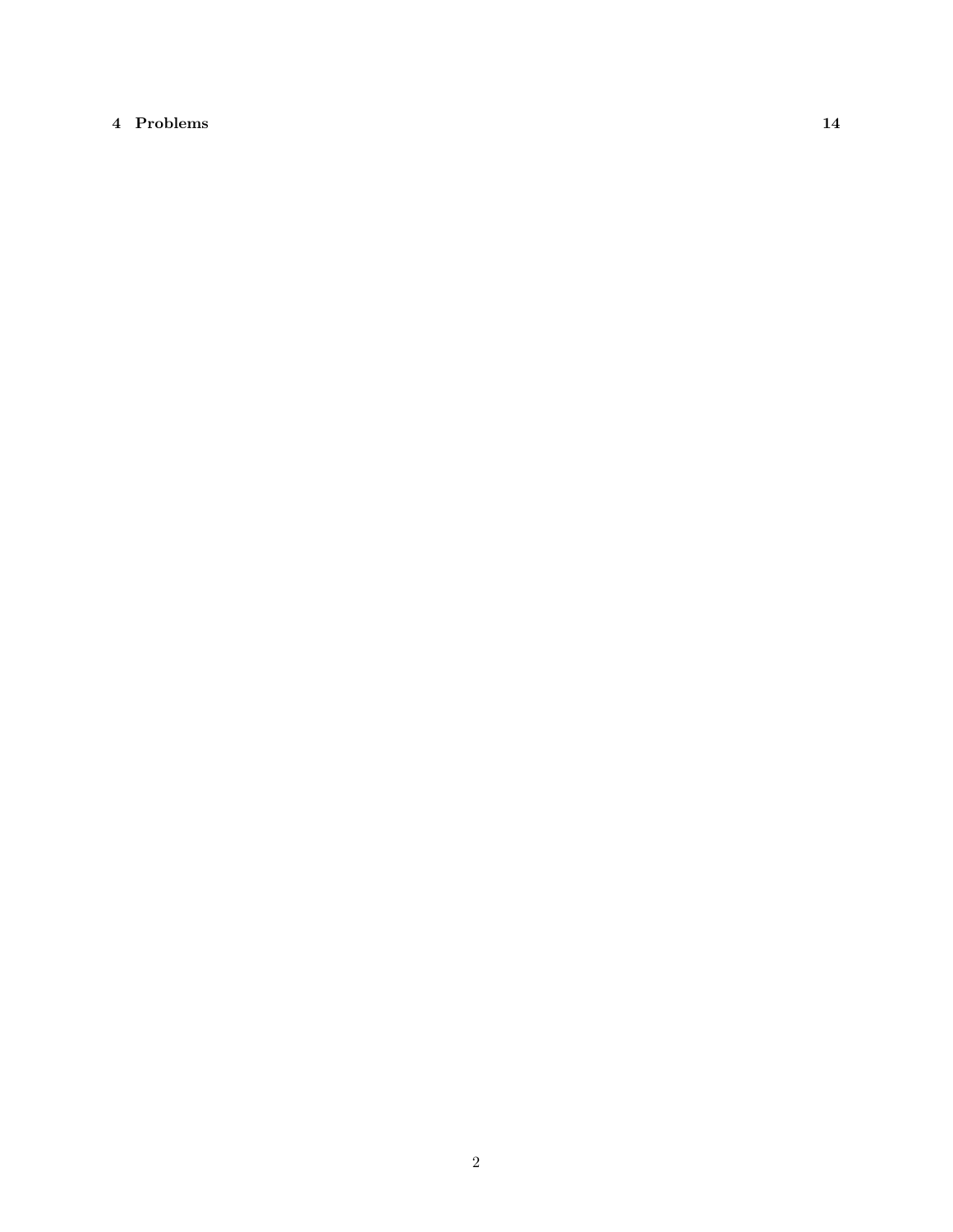**4 Problems** **14**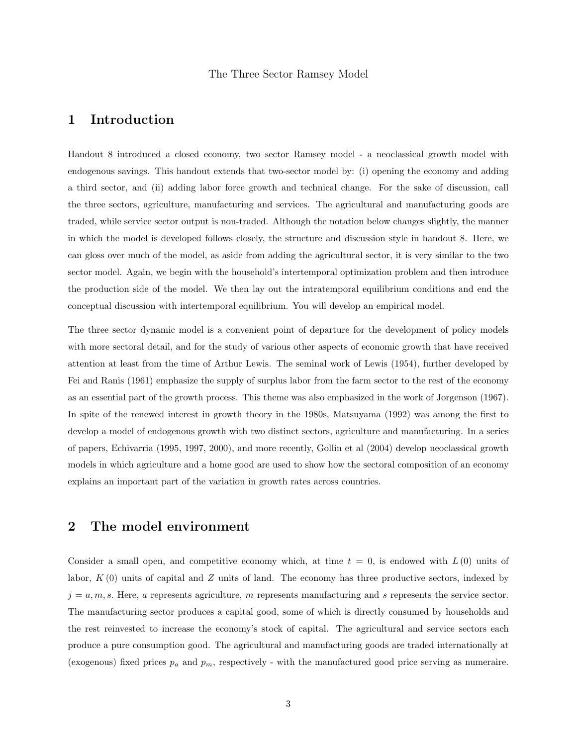The Three Sector Ramsey Model

# 1 Introduction

Handout 8 introduced a closed economy, two sector Ramsey model - a neoclassical growth model with endogenous savings. This handout extends that two-sector model by: (i) opening the economy and adding a third sector, and (ii) adding labor force growth and technical change. For the sake of discussion, call the three sectors, agriculture, manufacturing and services. The agricultural and manufacturing goods are traded, while service sector output is non-traded. Although the notation below changes slightly, the manner in which the model is developed follows closely, the structure and discussion style in handout 8. Here, we can gloss over much of the model, as aside from adding the agricultural sector, it is very similar to the two sector model. Again, we begin with the household's intertemporal optimization problem and then introduce the production side of the model. We then lay out the intratemporal equilibrium conditions and end the conceptual discussion with intertemporal equilibrium. You will develop an empirical model.

The three sector dynamic model is a convenient point of departure for the development of policy models with more sectoral detail, and for the study of various other aspects of economic growth that have received attention at least from the time of Arthur Lewis. The seminal work of Lewis (1954), further developed by Fei and Ranis (1961) emphasize the supply of surplus labor from the farm sector to the rest of the economy as an essential part of the growth process. This theme was also emphasized in the work of Jorgenson (1967). In spite of the renewed interest in growth theory in the 1980s, Matsuyama (1992) was among the first to develop a model of endogenous growth with two distinct sectors, agriculture and manufacturing. In a series of papers, Echivarria (1995, 1997, 2000), and more recently, Gollin et al (2004) develop neoclassical growth models in which agriculture and a home good are used to show how the sectoral composition of an economy explains an important part of the variation in growth rates across countries.

# 2 The model environment

Consider a small open, and competitive economy which, at time $t = 0$, is endowed with $L(0)$ units of labor, $K(0)$ units of capital and $Z$ units of land. The economy has three productive sectors, indexed by $j = a, m, s$. Here, $a$ represents agriculture, $m$ represents manufacturing and $s$ represents the service sector. The manufacturing sector produces a capital good, some of which is directly consumed by households and the rest reinvested to increase the economy's stock of capital. The agricultural and service sectors each produce a pure consumption good. The agricultural and manufacturing goods are traded internationally at (exogenous) fixed prices $p_a$ and $p_m$, respectively - with the manufactured good price serving as numeraire.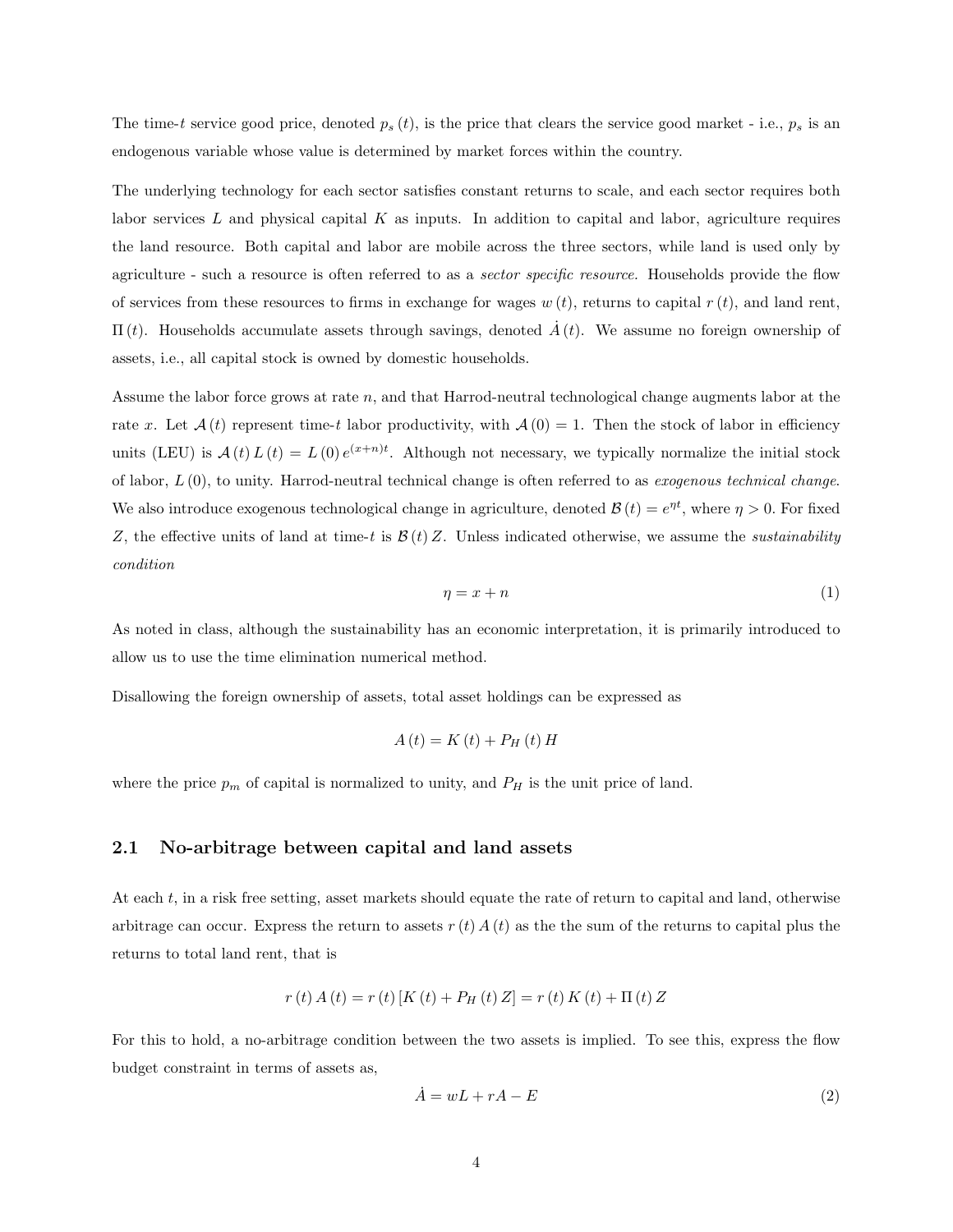The time-$t$ service good price, denoted $p_s(t)$, is the price that clears the service good market - i.e., $p_s$ is an endogenous variable whose value is determined by market forces within the country.

The underlying technology for each sector satisfies constant returns to scale, and each sector requires both labor services $L$ and physical capital $K$ as inputs. In addition to capital and labor, agriculture requires the land resource. Both capital and labor are mobile across the three sectors, while land is used only by agriculture - such a resource is often referred to as a *sector specific resource.* Households provide the flow of services from these resources to firms in exchange for wages $w(t)$, returns to capital $r(t)$, and land rent, $\Pi(t)$. Households accumulate assets through savings, denoted $\dot{A}(t)$. We assume no foreign ownership of assets, i.e., all capital stock is owned by domestic households.

Assume the labor force grows at rate $n$, and that Harrod-neutral technological change augments labor at the rate $x$. Let $\mathcal{A}(t)$ represent time-$t$ labor productivity, with $\mathcal{A}(0) = 1$. Then the stock of labor in efficiency units (LEU) is $\mathcal{A}(t) L(t) = L(0) e^{(x+n)t}$. Although not necessary, we typically normalize the initial stock of labor, $L(0)$, to unity. Harrod-neutral technical change is often referred to as *exogenous technical change.* We also introduce exogenous technological change in agriculture, denoted $\mathcal{B}(t) = e^{\eta t}$, where $\eta > 0$. For fixed $Z$, the effective units of land at time-$t$ is $\mathcal{B}(t) Z$. Unless indicated otherwise, we assume the *sustainability condition*

$$\eta = x + n \tag{1}$$

As noted in class, although the sustainability has an economic interpretation, it is primarily introduced to allow us to use the time elimination numerical method.

Disallowing the foreign ownership of assets, total asset holdings can be expressed as

$$A(t) = K(t) + P_H(t) H$$

where the price $p_m$ of capital is normalized to unity, and $P_H$ is the unit price of land.

## 2.1 No-arbitrage between capital and land assets

At each $t$, in a risk free setting, asset markets should equate the rate of return to capital and land, otherwise arbitrage can occur. Express the return to assets $r(t) A(t)$ as the the sum of the returns to capital plus the returns to total land rent, that is

$$r(t) A(t) = r(t) [K(t) + P_H(t) Z] = r(t) K(t) + \Pi(t) Z$$

For this to hold, a no-arbitrage condition between the two assets is implied. To see this, express the flow budget constraint in terms of assets as,

$$\dot{A} = wL + rA - E \tag{2}$$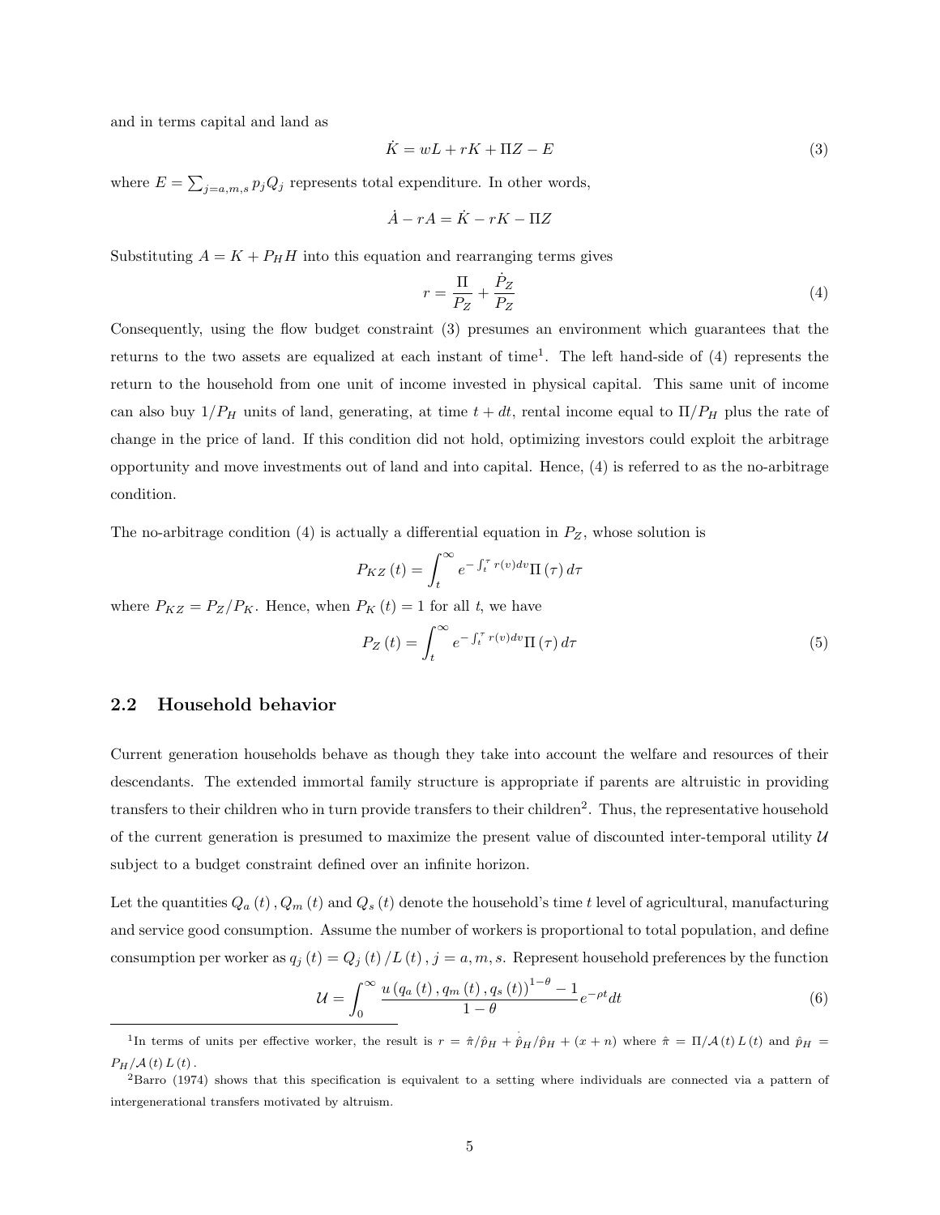and in terms capital and land as

$$\dot{K} = wL + rK + \Pi Z - E \tag{3}$$

where $E = \sum_{j=a,m,s} p_j Q_j$ represents total expenditure. In other words,

$$\dot{A} - rA = \dot{K} - rK - \Pi Z$$

Substituting $A = K + P_H H$ into this equation and rearranging terms gives

$$r = \frac{\Pi}{P_Z} + \frac{\dot{P}_Z}{P_Z} \tag{4}$$

Consequently, using the flow budget constraint (3) presumes an environment which guarantees that the returns to the two assets are equalized at each instant of time[1]. The left hand-side of (4) represents the return to the household from one unit of income invested in physical capital. This same unit of income can also buy $1/P_H$ units of land, generating, at time $t + dt$, rental income equal to $\Pi/P_H$ plus the rate of change in the price of land. If this condition did not hold, optimizing investors could exploit the arbitrage opportunity and move investments out of land and into capital. Hence, (4) is referred to as the no-arbitrage condition.

The no-arbitrage condition (4) is actually a differential equation in $P_Z$, whose solution is

$$P_{KZ}(t) = \int_t^\infty e^{-\int_t^\tau r(v)dv} \Pi(\tau)\, d\tau$$

where $P_{KZ} = P_Z/P_K$. Hence, when $P_K(t) = 1$ for all $t$, we have

$$P_Z(t) = \int_t^\infty e^{-\int_t^\tau r(v)dv} \Pi(\tau)\, d\tau \tag{5}$$

## 2.2 Household behavior

Current generation households behave as though they take into account the welfare and resources of their descendants. The extended immortal family structure is appropriate if parents are altruistic in providing transfers to their children who in turn provide transfers to their children[2]. Thus, the representative household of the current generation is presumed to maximize the present value of discounted inter-temporal utility $\mathcal{U}$ subject to a budget constraint defined over an infinite horizon.

Let the quantities $Q_a(t), Q_m(t)$ and $Q_s(t)$ denote the household's time $t$ level of agricultural, manufacturing and service good consumption. Assume the number of workers is proportional to total population, and define consumption per worker as $q_j(t) = Q_j(t)/L(t), j = a, m, s$. Represent household preferences by the function

$$\mathcal{U} = \int_0^\infty \frac{u(q_a(t), q_m(t), q_s(t))^{1-\theta} - 1}{1-\theta} e^{-\rho t} dt \tag{6}$$

---

[1] In terms of units per effective worker, the result is $r = \hat{\pi}/\hat{p}_H + \dot{\hat{p}}_H/\hat{p}_H + (x + n)$ where $\hat{\pi} = \Pi/\mathcal{A}(t)L(t)$ and $\hat{p}_H = P_H/\mathcal{A}(t)L(t)$.

[2] Barro (1974) shows that this specification is equivalent to a setting where individuals are connected via a pattern of intergenerational transfers motivated by altruism.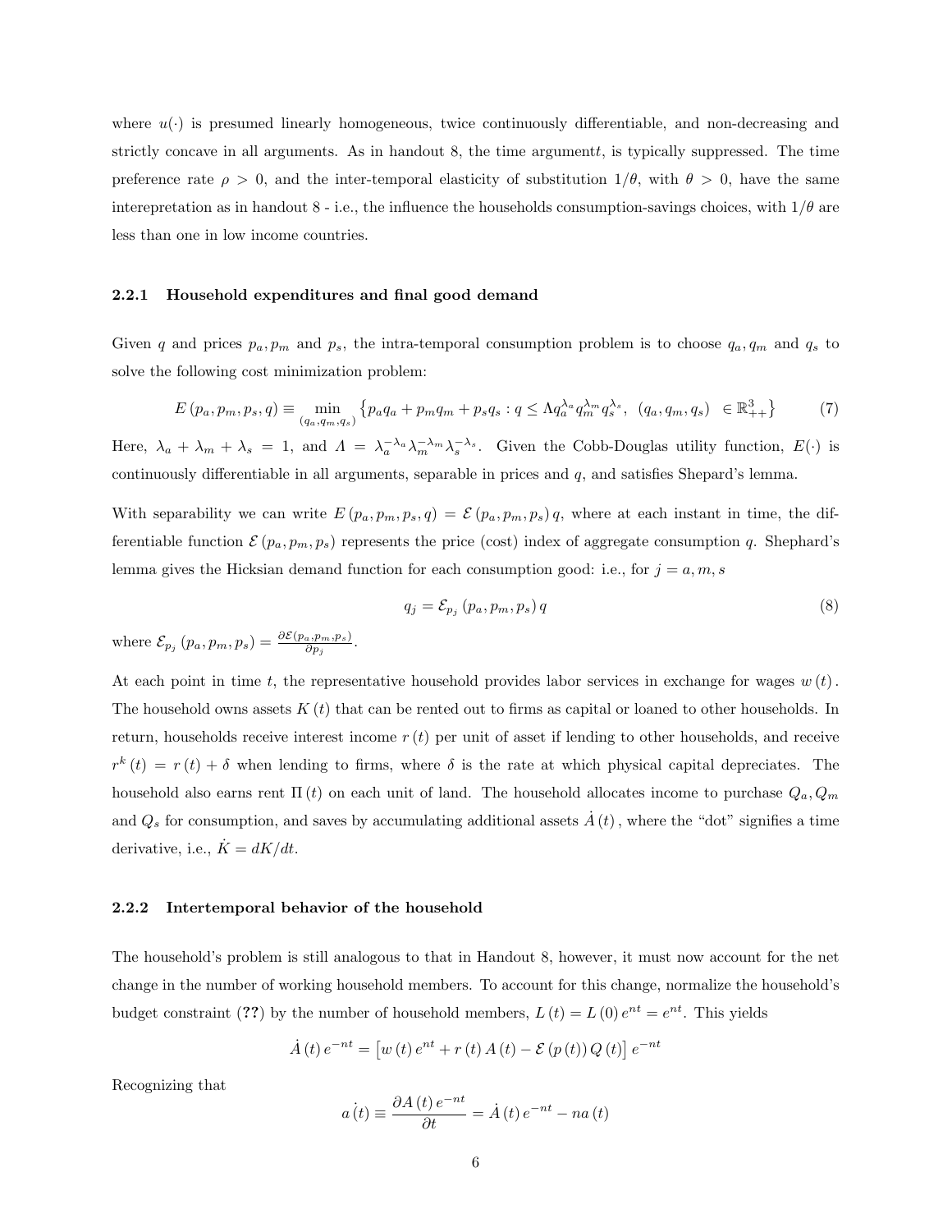where $u(\cdot)$ is presumed linearly homogeneous, twice continuously differentiable, and non-decreasing and strictly concave in all arguments. As in handout 8, the time argumentt, is typically suppressed. The time preference rate $\rho > 0$, and the inter-temporal elasticity of substitution $1/\theta$, with $\theta > 0$, have the same interepretation as in handout 8 - i.e., the influence the households consumption-savings choices, with $1/\theta$ are less than one in low income countries.

### 2.2.1 Household expenditures and final good demand

Given $q$ and prices $p_a, p_m$ and $p_s$, the intra-temporal consumption problem is to choose $q_a, q_m$ and $q_s$ to solve the following cost minimization problem:

$$E(p_a, p_m, p_s, q) \equiv \min_{(q_a, q_m, q_s)} \left\{ p_a q_a + p_m q_m + p_s q_s : q \leq \Lambda q_a^{\lambda_a} q_m^{\lambda_m} q_s^{\lambda_s}, \ (q_a, q_m, q_s) \ \in \mathbb{R}^3_{++} \right\} \tag{7}$$

Here, $\lambda_a + \lambda_m + \lambda_s = 1$, and $\Lambda = \lambda_a^{-\lambda_a} \lambda_m^{-\lambda_m} \lambda_s^{-\lambda_s}$. Given the Cobb-Douglas utility function, $E(\cdot)$ is continuously differentiable in all arguments, separable in prices and $q$, and satisfies Shepard's lemma.

With separability we can write $E(p_a, p_m, p_s, q) = \mathcal{E}(p_a, p_m, p_s)\, q$, where at each instant in time, the differentiable function $\mathcal{E}(p_a, p_m, p_s)$ represents the price (cost) index of aggregate consumption $q$. Shephard's lemma gives the Hicksian demand function for each consumption good: i.e., for $j = a, m, s$

$$q_j = \mathcal{E}_{p_j}(p_a, p_m, p_s)\, q \tag{8}$$

where $\mathcal{E}_{p_j}(p_a, p_m, p_s) = \frac{\partial \mathcal{E}(p_a, p_m, p_s)}{\partial p_j}$.

At each point in time $t$, the representative household provides labor services in exchange for wages $w(t)$. The household owns assets $K(t)$ that can be rented out to firms as capital or loaned to other households. In return, households receive interest income $r(t)$ per unit of asset if lending to other households, and receive $r^k(t) = r(t) + \delta$ when lending to firms, where $\delta$ is the rate at which physical capital depreciates. The household also earns rent $\Pi(t)$ on each unit of land. The household allocates income to purchase $Q_a, Q_m$ and $Q_s$ for consumption, and saves by accumulating additional assets $\dot{A}(t)$, where the "dot" signifies a time derivative, i.e., $\dot{K} = dK/dt$.

### 2.2.2 Intertemporal behavior of the household

The household's problem is still analogous to that in Handout 8, however, it must now account for the net change in the number of working household members. To account for this change, normalize the household's budget constraint (**??**) by the number of household members, $L(t) = L(0)\, e^{nt} = e^{nt}$. This yields

$$\dot{A}(t)\, e^{-nt} = \left[ w(t)\, e^{nt} + r(t)\, A(t) - \mathcal{E}(p(t))\, Q(t) \right] e^{-nt}$$

Recognizing that

$$\dot{a}(t) \equiv \frac{\partial A(t)\, e^{-nt}}{\partial t} = \dot{A}(t)\, e^{-nt} - n a(t)$$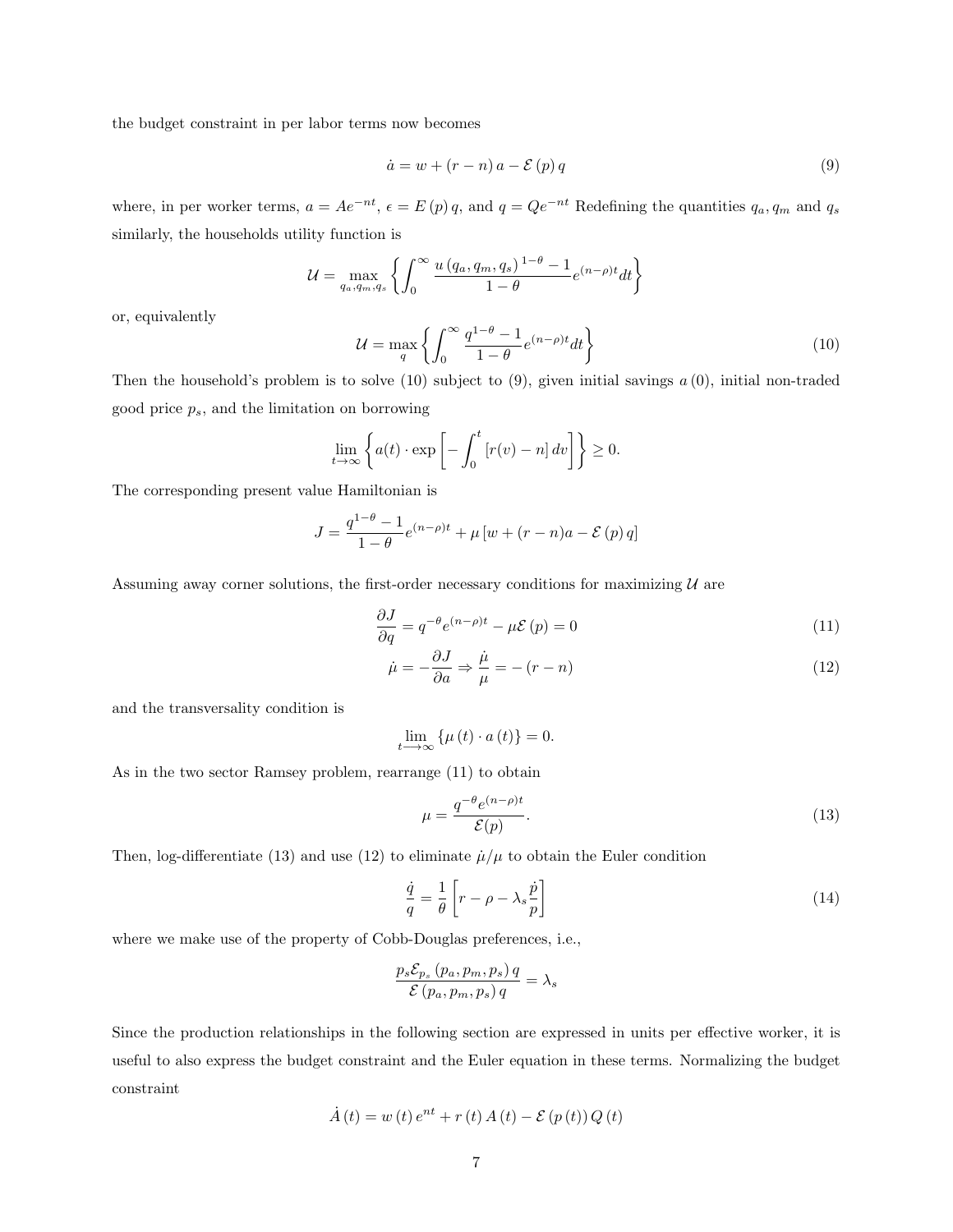the budget constraint in per labor terms now becomes

$$\dot{a} = w + (r - n)\, a - \mathcal{E}(p)\, q \tag{9}$$

where, in per worker terms, $a = Ae^{-nt}$, $\epsilon = E(p)\, q$, and $q = Qe^{-nt}$ Redefining the quantities $q_a, q_m$ and $q_s$ similarly, the households utility function is

$$\mathcal{U} = \max_{q_a, q_m, q_s} \left\{ \int_0^\infty \frac{u(q_a, q_m, q_s)^{1-\theta} - 1}{1-\theta} e^{(n-\rho)t} dt \right\}$$

or, equivalently

$$\mathcal{U} = \max_{q} \left\{ \int_0^\infty \frac{q^{1-\theta} - 1}{1-\theta} e^{(n-\rho)t} dt \right\} \tag{10}$$

Then the household's problem is to solve (10) subject to (9), given initial savings $a(0)$, initial non-traded good price $p_s$, and the limitation on borrowing

$$\lim_{t\to\infty} \left\{ a(t) \cdot \exp\left[ -\int_0^t \left[ r(v) - n \right] dv \right] \right\} \geq 0.$$

The corresponding present value Hamiltonian is

$$J = \frac{q^{1-\theta} - 1}{1-\theta} e^{(n-\rho)t} + \mu \left[ w + (r-n)a - \mathcal{E}(p)\, q \right]$$

Assuming away corner solutions, the first-order necessary conditions for maximizing $\mathcal{U}$ are

$$\frac{\partial J}{\partial q} = q^{-\theta} e^{(n-\rho)t} - \mu \mathcal{E}(p) = 0 \tag{11}$$

$$\dot{\mu} = -\frac{\partial J}{\partial a} \Rightarrow \frac{\dot{\mu}}{\mu} = -(r - n) \tag{12}$$

and the transversality condition is

$$\lim_{t\longrightarrow\infty} \left\{ \mu(t) \cdot a(t) \right\} = 0.$$

As in the two sector Ramsey problem, rearrange (11) to obtain

$$\mu = \frac{q^{-\theta} e^{(n-\rho)t}}{\mathcal{E}(p)}. \tag{13}$$

Then, log-differentiate (13) and use (12) to eliminate $\dot{\mu}/\mu$ to obtain the Euler condition

$$\frac{\dot{q}}{q} = \frac{1}{\theta} \left[ r - \rho - \lambda_s \frac{\dot{p}}{p} \right] \tag{14}$$

where we make use of the property of Cobb-Douglas preferences, i.e.,

$$\frac{p_s \mathcal{E}_{p_s}(p_a, p_m, p_s)\, q}{\mathcal{E}(p_a, p_m, p_s)\, q} = \lambda_s$$

Since the production relationships in the following section are expressed in units per effective worker, it is useful to also express the budget constraint and the Euler equation in these terms. Normalizing the budget constraint

$$\dot{A}(t) = w(t)\, e^{nt} + r(t)\, A(t) - \mathcal{E}(p(t))\, Q(t)$$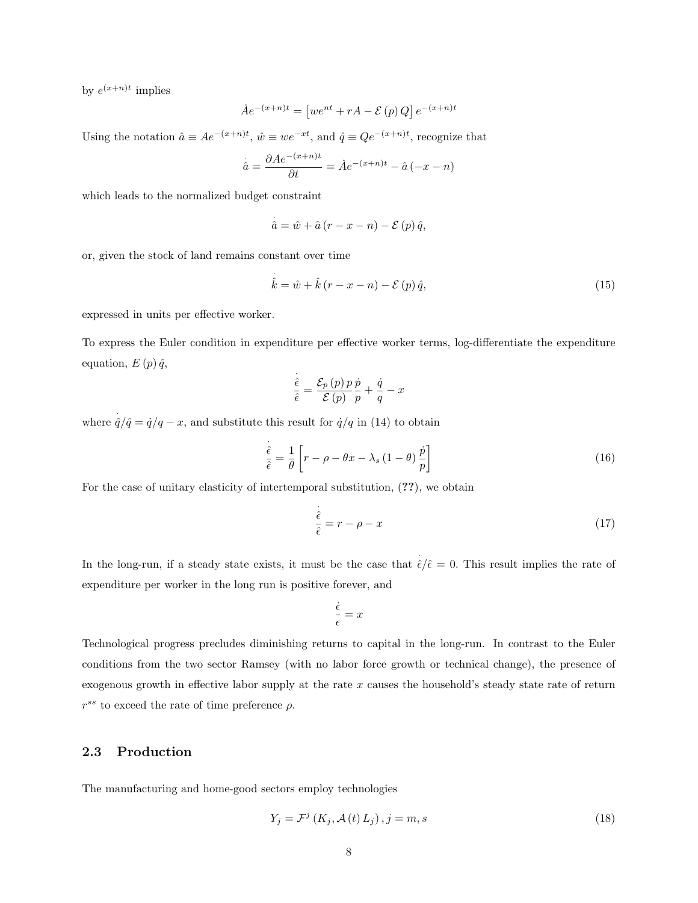by $e^{(x+n)t}$ implies

$$\dot{A}e^{-(x+n)t} = \left[we^{nt} + rA - \mathcal{E}(p)Q\right]e^{-(x+n)t}$$

Using the notation $\hat{a} \equiv Ae^{-(x+n)t}$, $\hat{w} \equiv we^{-xt}$, and $\hat{q} \equiv Qe^{-(x+n)t}$, recognize that

$$\dot{\hat{a}} = \frac{\partial Ae^{-(x+n)t}}{\partial t} = \dot{A}e^{-(x+n)t} - \hat{a}(-x-n)$$

which leads to the normalized budget constraint

$$\dot{\hat{a}} = \hat{w} + \hat{a}(r-x-n) - \mathcal{E}(p)\hat{q},$$

or, given the stock of land remains constant over time

$$\dot{\hat{k}} = \hat{w} + \hat{k}(r-x-n) - \mathcal{E}(p)\hat{q}, \tag{15}$$

expressed in units per effective worker.

To express the Euler condition in expenditure per effective worker terms, log-differentiate the expenditure equation, $E(p)\hat{q}$,

$$\frac{\dot{\hat{\epsilon}}}{\hat{\epsilon}} = \frac{\mathcal{E}_p(p)\,p}{\mathcal{E}(p)}\frac{\dot{p}}{p} + \frac{\dot{q}}{q} - x$$

where $\dot{\hat{q}}/\hat{q} = \dot{q}/q - x$, and substitute this result for $\dot{q}/q$ in (14) to obtain

$$\frac{\dot{\hat{\epsilon}}}{\hat{\epsilon}} = \frac{1}{\theta}\left[r - \rho - \theta x - \lambda_s(1-\theta)\frac{\dot{p}}{p}\right] \tag{16}$$

For the case of unitary elasticity of intertemporal substitution, (**??**), we obtain

$$\frac{\dot{\hat{\epsilon}}}{\hat{\epsilon}} = r - \rho - x \tag{17}$$

In the long-run, if a steady state exists, it must be the case that $\dot{\hat{\epsilon}}/\hat{\epsilon} = 0$. This result implies the rate of expenditure per worker in the long run is positive forever, and

$$\frac{\dot{\epsilon}}{\epsilon} = x$$

Technological progress precludes diminishing returns to capital in the long-run. In contrast to the Euler conditions from the two sector Ramsey (with no labor force growth or technical change), the presence of exogenous growth in effective labor supply at the rate $x$ causes the household's steady state rate of return $r^{ss}$ to exceed the rate of time preference $\rho$.

## 2.3 Production

The manufacturing and home-good sectors employ technologies

$$Y_j = \mathcal{F}^j\left(K_j, \mathcal{A}(t)L_j\right), j = m, s \tag{18}$$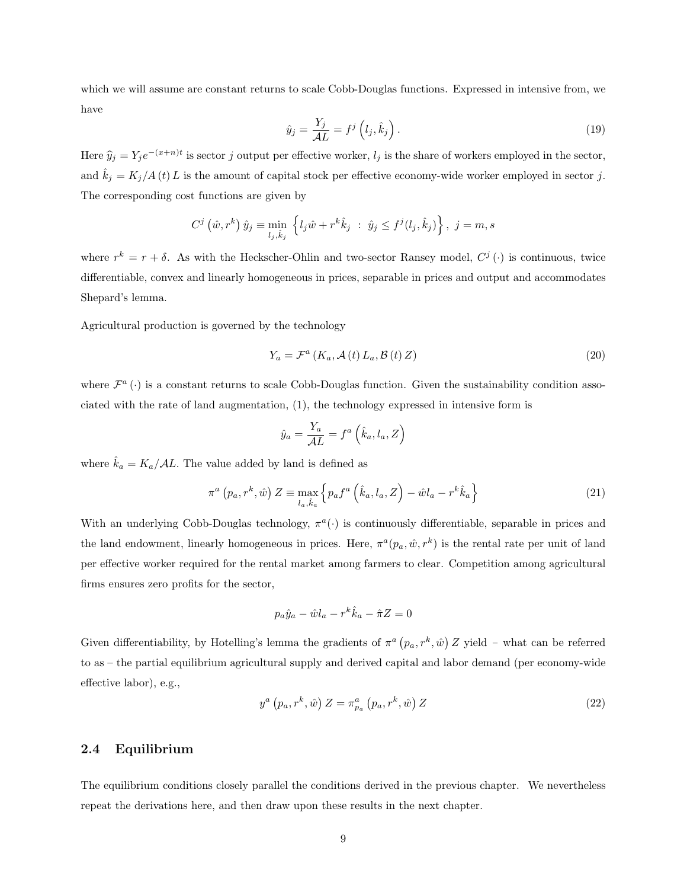which we will assume are constant returns to scale Cobb-Douglas functions. Expressed in intensive from, we have

$$\hat{y}_j = \frac{Y_j}{\mathcal{A}L} = f^j\left(l_j, \hat{k}_j\right). \tag{19}$$

Here $\widehat{y}_j = Y_j e^{-(x+n)t}$ is sector $j$ output per effective worker, $l_j$ is the share of workers employed in the sector, and $\hat{k}_j = K_j / A(t) L$ is the amount of capital stock per effective economy-wide worker employed in sector $j$. The corresponding cost functions are given by

$$C^j\left(\hat{w}, r^k\right)\hat{y}_j \equiv \min_{l_j, \hat{k}_j}\left\{l_j\hat{w} + r^k\hat{k}_j \;:\; \hat{y}_j \leq f^j(l_j, \hat{k}_j)\right\},\; j = m, s$$

where $r^k = r + \delta$. As with the Heckscher-Ohlin and two-sector Ransey model, $C^j(\cdot)$ is continuous, twice differentiable, convex and linearly homogeneous in prices, separable in prices and output and accommodates Shepard's lemma.

Agricultural production is governed by the technology

$$Y_a = \mathcal{F}^a\left(K_a, \mathcal{A}(t)L_a, \mathcal{B}(t)Z\right) \tag{20}$$

where $\mathcal{F}^a(\cdot)$ is a constant returns to scale Cobb-Douglas function. Given the sustainability condition associated with the rate of land augmentation, (1), the technology expressed in intensive form is

$$\hat{y}_a = \frac{Y_a}{\mathcal{A}L} = f^a\left(\hat{k}_a, l_a, Z\right)$$

where $\hat{k}_a = K_a/\mathcal{A}L$. The value added by land is defined as

$$\pi^a\left(p_a, r^k, \hat{w}\right)Z \equiv \max_{l_a, \hat{k}_a}\left\{p_a f^a\left(\hat{k}_a, l_a, Z\right) - \hat{w}l_a - r^k\hat{k}_a\right\} \tag{21}$$

With an underlying Cobb-Douglas technology, $\pi^a(\cdot)$ is continuously differentiable, separable in prices and the land endowment, linearly homogeneous in prices. Here, $\pi^a(p_a, \hat{w}, r^k)$ is the rental rate per unit of land per effective worker required for the rental market among farmers to clear. Competition among agricultural firms ensures zero profits for the sector,

$$p_a\hat{y}_a - \hat{w}l_a - r^k\hat{k}_a - \hat{\pi}Z = 0$$

Given differentiability, by Hotelling's lemma the gradients of $\pi^a\left(p_a, r^k, \hat{w}\right)Z$ yield – what can be referred to as – the partial equilibrium agricultural supply and derived capital and labor demand (per economy-wide effective labor), e.g.,

$$y^a\left(p_a, r^k, \hat{w}\right)Z = \pi^a_{p_a}\left(p_a, r^k, \hat{w}\right)Z \tag{22}$$

## 2.4 Equilibrium

The equilibrium conditions closely parallel the conditions derived in the previous chapter. We nevertheless repeat the derivations here, and then draw upon these results in the next chapter.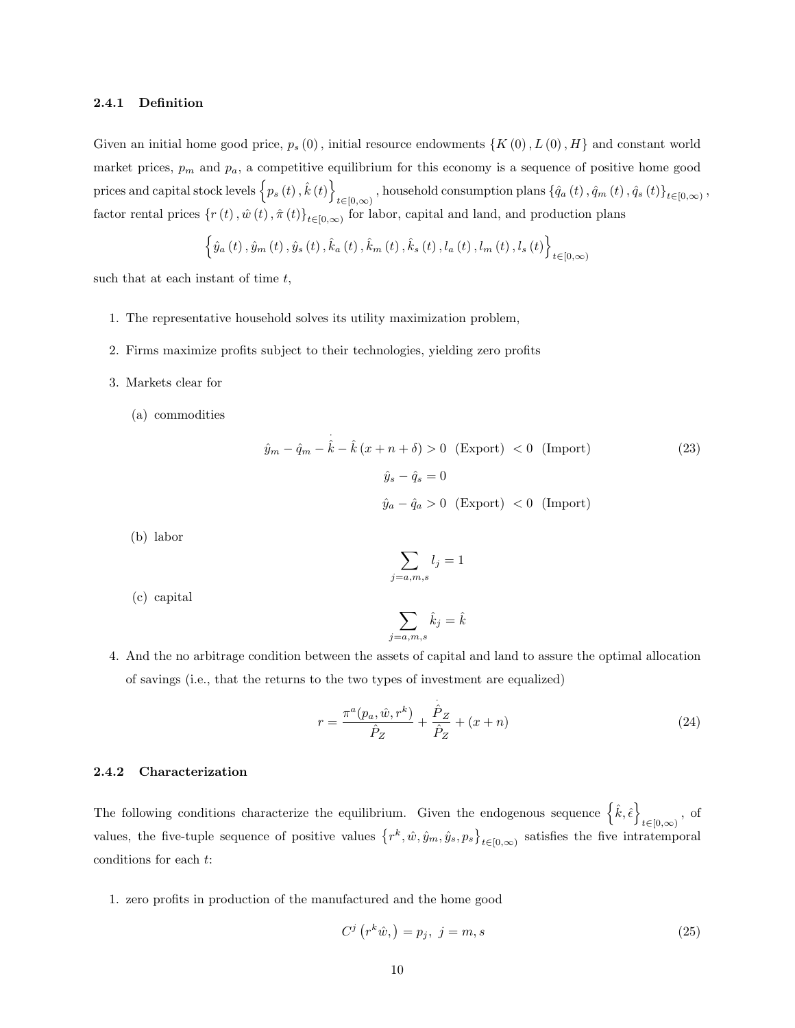### 2.4.1 Definition

Given an initial home good price, $p_s(0)$, initial resource endowments $\{K(0), L(0), H\}$ and constant world market prices, $p_m$ and $p_a$, a competitive equilibrium for this economy is a sequence of positive home good prices and capital stock levels $\left\{p_s(t), \hat{k}(t)\right\}_{t\in[0,\infty)}$, household consumption plans $\{\hat{q}_a(t), \hat{q}_m(t), \hat{q}_s(t)\}_{t\in[0,\infty)}$, factor rental prices $\{r(t), \hat{w}(t), \hat{\pi}(t)\}_{t\in[0,\infty)}$ for labor, capital and land, and production plans

$$\left\{\hat{y}_a(t), \hat{y}_m(t), \hat{y}_s(t), \hat{k}_a(t), \hat{k}_m(t), \hat{k}_s(t), l_a(t), l_m(t), l_s(t)\right\}_{t\in[0,\infty)}$$

such that at each instant of time $t$,

1. The representative household solves its utility maximization problem,
2. Firms maximize profits subject to their technologies, yielding zero profits
3. Markets clear for

   (a) commodities

$$\hat{y}_m - \hat{q}_m - \dot{\hat{k}} - \hat{k}(x+n+\delta) > 0 \ \ \text{(Export)} \ < 0 \ \ \text{(Import)} \tag{23}$$

$$\hat{y}_s - \hat{q}_s = 0$$

$$\hat{y}_a - \hat{q}_a > 0 \ \ \text{(Export)} \ < 0 \ \ \text{(Import)}$$

   (b) labor

$$\sum_{j=a,m,s} l_j = 1$$

   (c) capital

$$\sum_{j=a,m,s} \hat{k}_j = \hat{k}$$

4. And the no arbitrage condition between the assets of capital and land to assure the optimal allocation of savings (i.e., that the returns to the two types of investment are equalized)

$$r = \frac{\pi^a(p_a, \hat{w}, r^k)}{\hat{P}_Z} + \frac{\dot{\hat{P}}_Z}{\hat{P}_Z} + (x+n) \tag{24}$$

### 2.4.2 Characterization

The following conditions characterize the equilibrium. Given the endogenous sequence $\left\{\hat{k}, \hat{\epsilon}\right\}_{t\in[0,\infty)}$, of values, the five-tuple sequence of positive values $\left\{r^k, \hat{w}, \hat{y}_m, \hat{y}_s, p_s\right\}_{t\in[0,\infty)}$ satisfies the five intratemporal conditions for each $t$:

1. zero profits in production of the manufactured and the home good

$$C^j\left(r^k \hat{w},\right) = p_j, \ j = m, s \tag{25}$$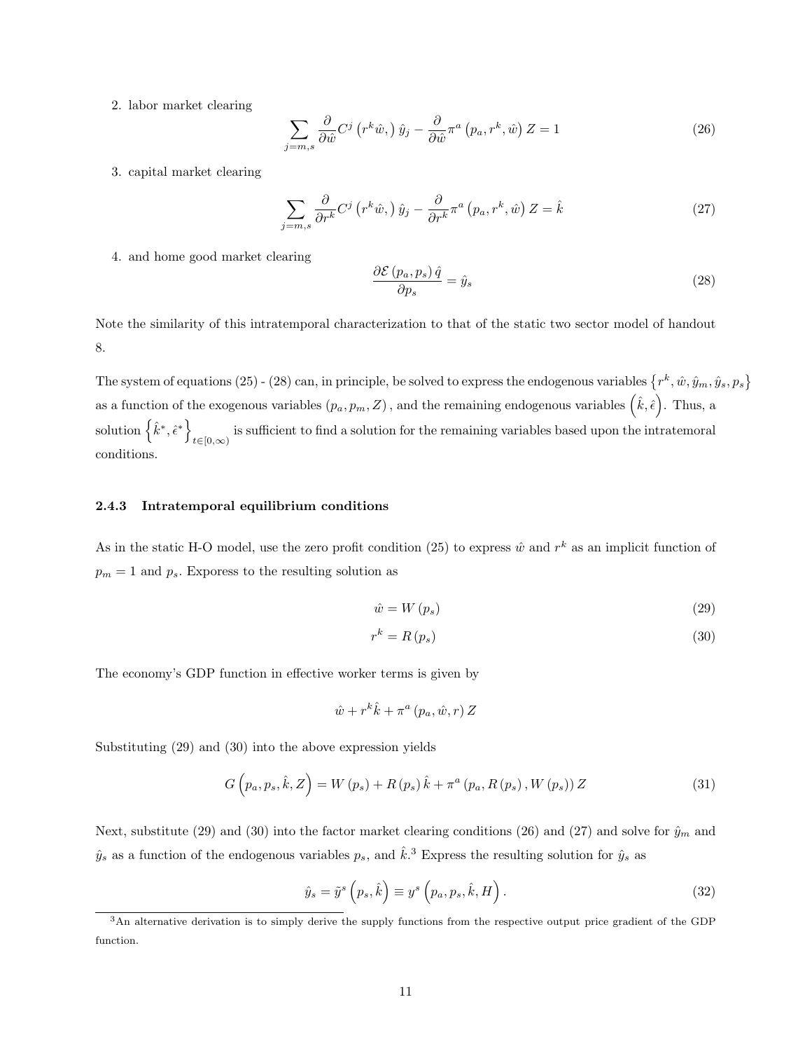2. labor market clearing

$$\sum_{j=m,s} \frac{\partial}{\partial \hat{w}} C^j\left(r^k \hat{w},\right) \hat{y}_j - \frac{\partial}{\partial \hat{w}} \pi^a\left(p_a, r^k, \hat{w}\right) Z = 1 \tag{26}$$

3. capital market clearing

$$\sum_{j=m,s} \frac{\partial}{\partial r^k} C^j\left(r^k \hat{w},\right) \hat{y}_j - \frac{\partial}{\partial r^k} \pi^a\left(p_a, r^k, \hat{w}\right) Z = \hat{k} \tag{27}$$

4. and home good market clearing

$$\frac{\partial \mathcal{E}\left(p_a, p_s\right) \hat{q}}{\partial p_s} = \hat{y}_s \tag{28}$$

Note the similarity of this intratemporal characterization to that of the static two sector model of handout 8.

The system of equations (25) - (28) can, in principle, be solved to express the endogenous variables $\left\{r^k, \hat{w}, \hat{y}_m, \hat{y}_s, p_s\right\}$ as a function of the exogenous variables $(p_a, p_m, Z)$, and the remaining endogenous variables $\left(\hat{k}, \hat{\epsilon}\right)$. Thus, a solution $\left\{\hat{k}^*, \hat{\epsilon}^*\right\}_{t \in [0,\infty)}$ is sufficient to find a solution for the remaining variables based upon the intratemoral conditions.

### 2.4.3 Intratemporal equilibrium conditions

As in the static H-O model, use the zero profit condition (25) to express $\hat{w}$ and $r^k$ as an implicit function of $p_m = 1$ and $p_s$. Exporess to the resulting solution as

$$\hat{w} = W\left(p_s\right) \tag{29}$$

$$r^k = R\left(p_s\right) \tag{30}$$

The economy's GDP function in effective worker terms is given by

$$\hat{w} + r^k \hat{k} + \pi^a\left(p_a, \hat{w}, r\right) Z$$

Substituting (29) and (30) into the above expression yields

$$G\left(p_a, p_s, \hat{k}, Z\right) = W\left(p_s\right) + R\left(p_s\right) \hat{k} + \pi^a\left(p_a, R\left(p_s\right), W\left(p_s\right)\right) Z \tag{31}$$

Next, substitute (29) and (30) into the factor market clearing conditions (26) and (27) and solve for $\hat{y}_m$ and $\hat{y}_s$ as a function of the endogenous variables $p_s$, and $\hat{k}$.[3] Express the resulting solution for $\hat{y}_s$ as

$$\hat{y}_s = \tilde{y}^s\left(p_s, \hat{k}\right) \equiv y^s\left(p_a, p_s, \hat{k}, H\right). \tag{32}$$

[3] An alternative derivation is to simply derive the supply functions from the respective output price gradient of the GDP function.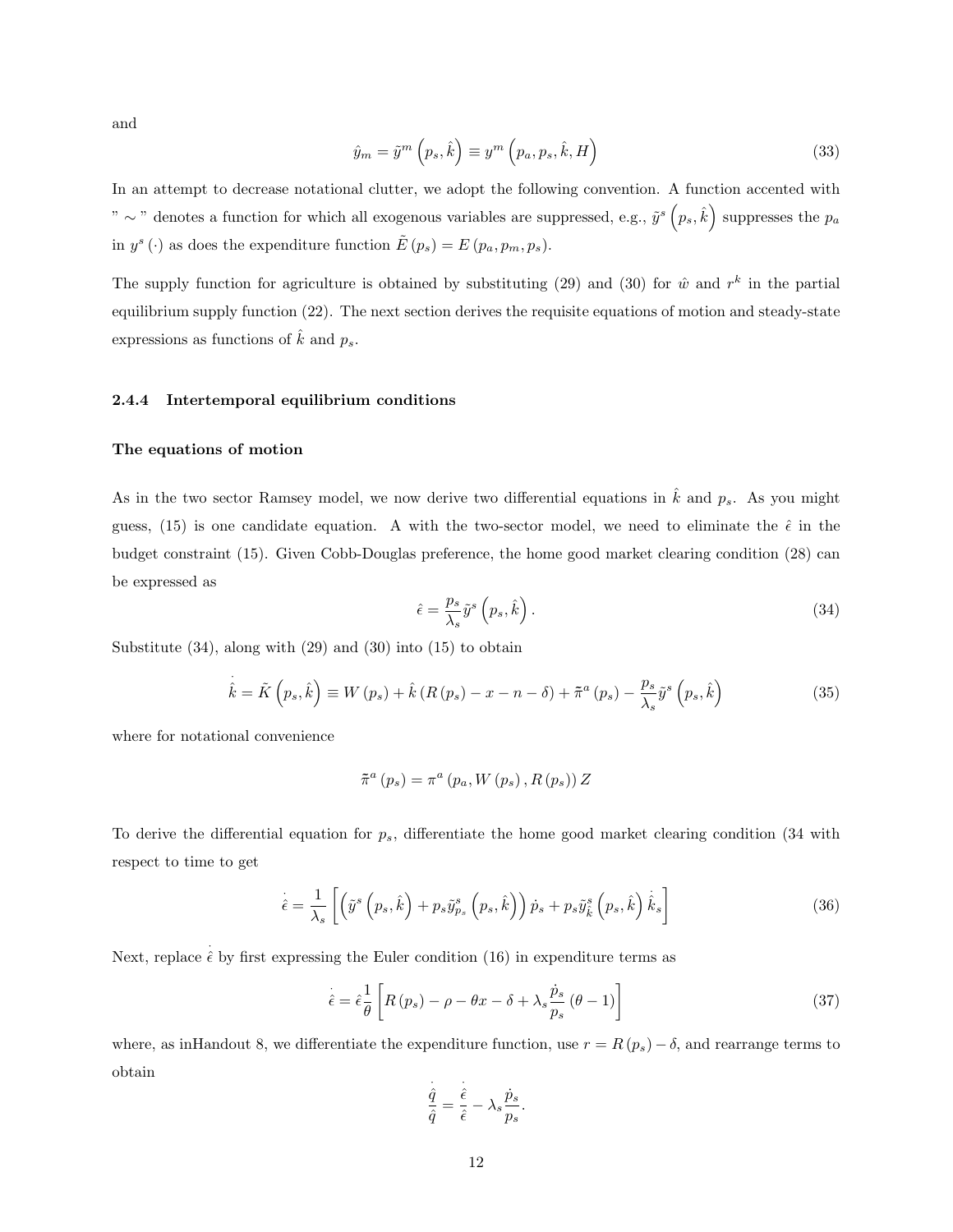and

$$\hat{y}_m = \tilde{y}^m\left(p_s, \hat{k}\right) \equiv y^m\left(p_a, p_s, \hat{k}, H\right) \tag{33}$$

In an attempt to decrease notational clutter, we adopt the following convention. A function accented with " $\sim$ " denotes a function for which all exogenous variables are suppressed, e.g., $\tilde{y}^s\left(p_s, \hat{k}\right)$ suppresses the $p_a$ in $y^s(\cdot)$ as does the expenditure function $\tilde{E}(p_s) = E(p_a, p_m, p_s)$.

The supply function for agriculture is obtained by substituting (29) and (30) for $\hat{w}$ and $r^k$ in the partial equilibrium supply function (22). The next section derives the requisite equations of motion and steady-state expressions as functions of $\hat{k}$ and $p_s$.

### 2.4.4 Intertemporal equilibrium conditions

#### The equations of motion

As in the two sector Ramsey model, we now derive two differential equations in $\hat{k}$ and $p_s$. As you might guess, (15) is one candidate equation. A with the two-sector model, we need to eliminate the $\hat{\epsilon}$ in the budget constraint (15). Given Cobb-Douglas preference, the home good market clearing condition (28) can be expressed as

$$\hat{\epsilon} = \frac{p_s}{\lambda_s}\tilde{y}^s\left(p_s, \hat{k}\right). \tag{34}$$

Substitute (34), along with (29) and (30) into (15) to obtain

$$\dot{\hat{k}} = \tilde{K}\left(p_s, \hat{k}\right) \equiv W(p_s) + \hat{k}\left(R(p_s) - x - n - \delta\right) + \tilde{\pi}^a(p_s) - \frac{p_s}{\lambda_s}\tilde{y}^s\left(p_s, \hat{k}\right) \tag{35}$$

where for notational convenience

$$\tilde{\pi}^a(p_s) = \pi^a\left(p_a, W(p_s), R(p_s)\right)Z$$

To derive the differential equation for $p_s$, differentiate the home good market clearing condition (34 with respect to time to get

$$\dot{\hat{\epsilon}} = \frac{1}{\lambda_s}\left[\left(\tilde{y}^s\left(p_s, \hat{k}\right) + p_s\tilde{y}^s_{p_s}\left(p_s, \hat{k}\right)\right)\dot{p}_s + p_s\tilde{y}^s_{\hat{k}}\left(p_s, \hat{k}\right)\dot{\hat{k}}_s\right] \tag{36}$$

Next, replace $\dot{\hat{\epsilon}}$ by first expressing the Euler condition (16) in expenditure terms as

$$\dot{\hat{\epsilon}} = \hat{\epsilon}\frac{1}{\theta}\left[R(p_s) - \rho - \theta x - \delta + \lambda_s\frac{\dot{p}_s}{p_s}(\theta - 1)\right] \tag{37}$$

where, as inHandout 8, we differentiate the expenditure function, use $r = R(p_s) - \delta$, and rearrange terms to obtain

$$\frac{\dot{\hat{q}}}{\hat{q}} = \frac{\dot{\hat{\epsilon}}}{\hat{\epsilon}} - \lambda_s\frac{\dot{p}_s}{p_s}.$$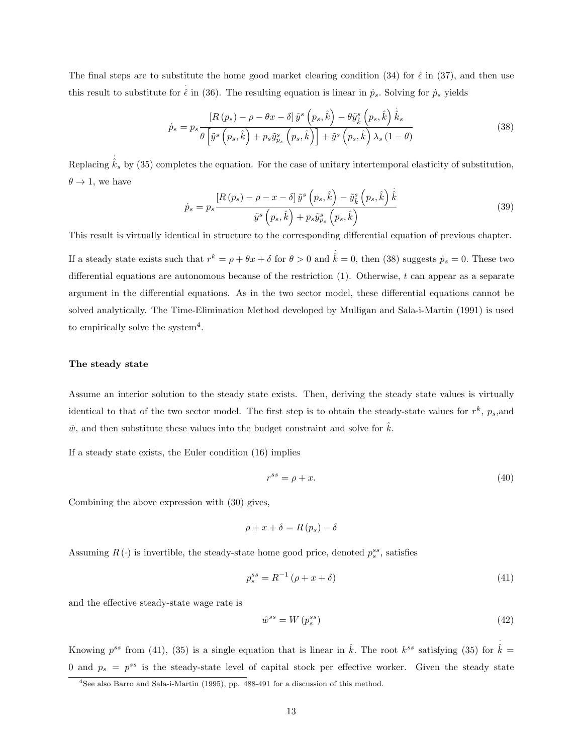The final steps are to substitute the home good market clearing condition (34) for $\hat{\epsilon}$ in (37), and then use this result to substitute for $\dot{\hat{\epsilon}}$ in (36). The resulting equation is linear in $\dot{p}_s$. Solving for $\dot{p}_s$ yields

$$\dot{p}_s = p_s \frac{\left[R\left(p_s\right) - \rho - \theta x - \delta\right] \tilde{y}^s\left(p_s, \hat{k}\right) - \theta \tilde{y}^s_{\hat{k}}\left(p_s, \hat{k}\right) \dot{\hat{k}}_s}{\theta\left[\tilde{y}^s\left(p_s, \hat{k}\right) + p_s \tilde{y}^s_{p_s}\left(p_s, \hat{k}\right)\right] + \tilde{y}^s\left(p_s, \hat{k}\right) \lambda_s \left(1-\theta\right)} \tag{38}$$

Replacing $\dot{\hat{k}}_s$ by (35) completes the equation. For the case of unitary intertemporal elasticity of substitution, $\theta \to 1$, we have

$$\dot{p}_s = p_s \frac{\left[R\left(p_s\right) - \rho - x - \delta\right] \tilde{y}^s\left(p_s, \hat{k}\right) - \tilde{y}^s_{\hat{k}}\left(p_s, \hat{k}\right) \dot{\hat{k}}}{\tilde{y}^s\left(p_s, \hat{k}\right) + p_s \tilde{y}^s_{p_s}\left(p_s, \hat{k}\right)} \tag{39}$$

This result is virtually identical in structure to the corresponding differential equation of previous chapter.

If a steady state exists such that $r^k = \rho + \theta x + \delta$ for $\theta > 0$ and $\dot{\hat{k}} = 0$, then (38) suggests $\dot{p}_s = 0$. These two differential equations are autonomous because of the restriction (1). Otherwise, $t$ can appear as a separate argument in the differential equations. As in the two sector model, these differential equations cannot be solved analytically. The Time-Elimination Method developed by Mulligan and Sala-i-Martin (1991) is used to empirically solve the system[4].

**The steady state**

Assume an interior solution to the steady state exists. Then, deriving the steady state values is virtually identical to that of the two sector model. The first step is to obtain the steady-state values for $r^k$, $p_s$,and $\hat{w}$, and then substitute these values into the budget constraint and solve for $\hat{k}$.

If a steady state exists, the Euler condition (16) implies

$$r^{ss} = \rho + x. \tag{40}$$

Combining the above expression with (30) gives,

$$\rho + x + \delta = R\left(p_s\right) - \delta$$

Assuming $R\left(\cdot\right)$ is invertible, the steady-state home good price, denoted $p_s^{ss}$, satisfies

$$p_s^{ss} = R^{-1}\left(\rho + x + \delta\right) \tag{41}$$

and the effective steady-state wage rate is

$$\hat{w}^{ss} = W\left(p_s^{ss}\right) \tag{42}$$

Knowing $p^{ss}$ from (41), (35) is a single equation that is linear in $\hat{k}$. The root $k^{ss}$ satisfying (35) for $\dot{\hat{k}} = 0$ and $p_s = p^{ss}$ is the steady-state level of capital stock per effective worker. Given the steady state

[4]See also Barro and Sala-i-Martin (1995), pp. 488-491 for a discussion of this method.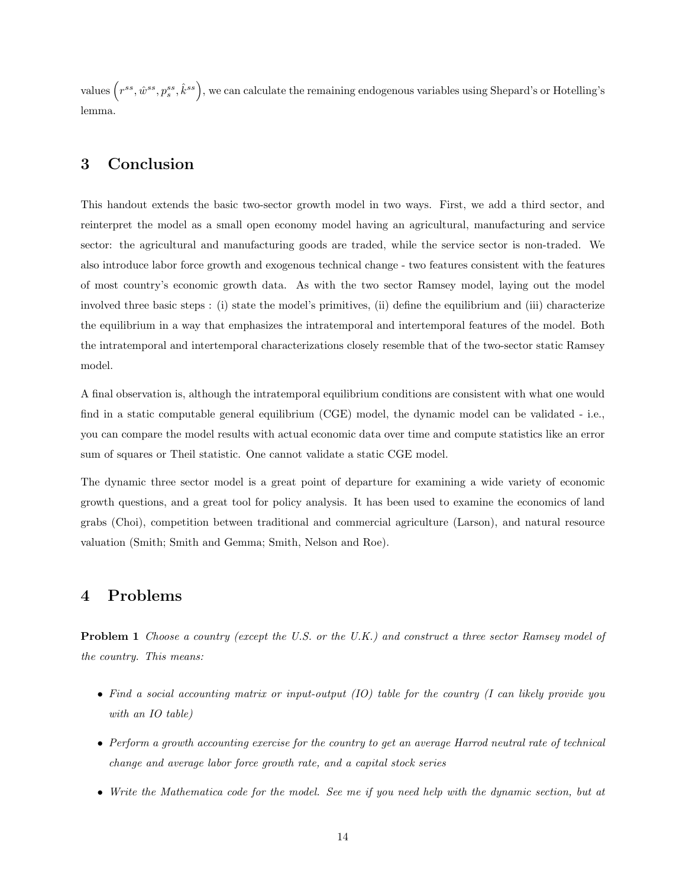values $\left(r^{ss}, \hat{w}^{ss}, p_s^{ss}, \hat{k}^{ss}\right)$, we can calculate the remaining endogenous variables using Shepard's or Hotelling's lemma.

## 3 Conclusion

This handout extends the basic two-sector growth model in two ways. First, we add a third sector, and reinterpret the model as a small open economy model having an agricultural, manufacturing and service sector: the agricultural and manufacturing goods are traded, while the service sector is non-traded. We also introduce labor force growth and exogenous technical change - two features consistent with the features of most country's economic growth data. As with the two sector Ramsey model, laying out the model involved three basic steps : (i) state the model's primitives, (ii) define the equilibrium and (iii) characterize the equilibrium in a way that emphasizes the intratemporal and intertemporal features of the model. Both the intratemporal and intertemporal characterizations closely resemble that of the two-sector static Ramsey model.

A final observation is, although the intratemporal equilibrium conditions are consistent with what one would find in a static computable general equilibrium (CGE) model, the dynamic model can be validated - i.e., you can compare the model results with actual economic data over time and compute statistics like an error sum of squares or Theil statistic. One cannot validate a static CGE model.

The dynamic three sector model is a great point of departure for examining a wide variety of economic growth questions, and a great tool for policy analysis. It has been used to examine the economics of land grabs (Choi), competition between traditional and commercial agriculture (Larson), and natural resource valuation (Smith; Smith and Gemma; Smith, Nelson and Roe).

## 4 Problems

**Problem 1** *Choose a country (except the U.S. or the U.K.) and construct a three sector Ramsey model of the country. This means:*

- *Find a social accounting matrix or input-output (IO) table for the country (I can likely provide you with an IO table)*
- *Perform a growth accounting exercise for the country to get an average Harrod neutral rate of technical change and average labor force growth rate, and a capital stock series*
- *Write the Mathematica code for the model. See me if you need help with the dynamic section, but at*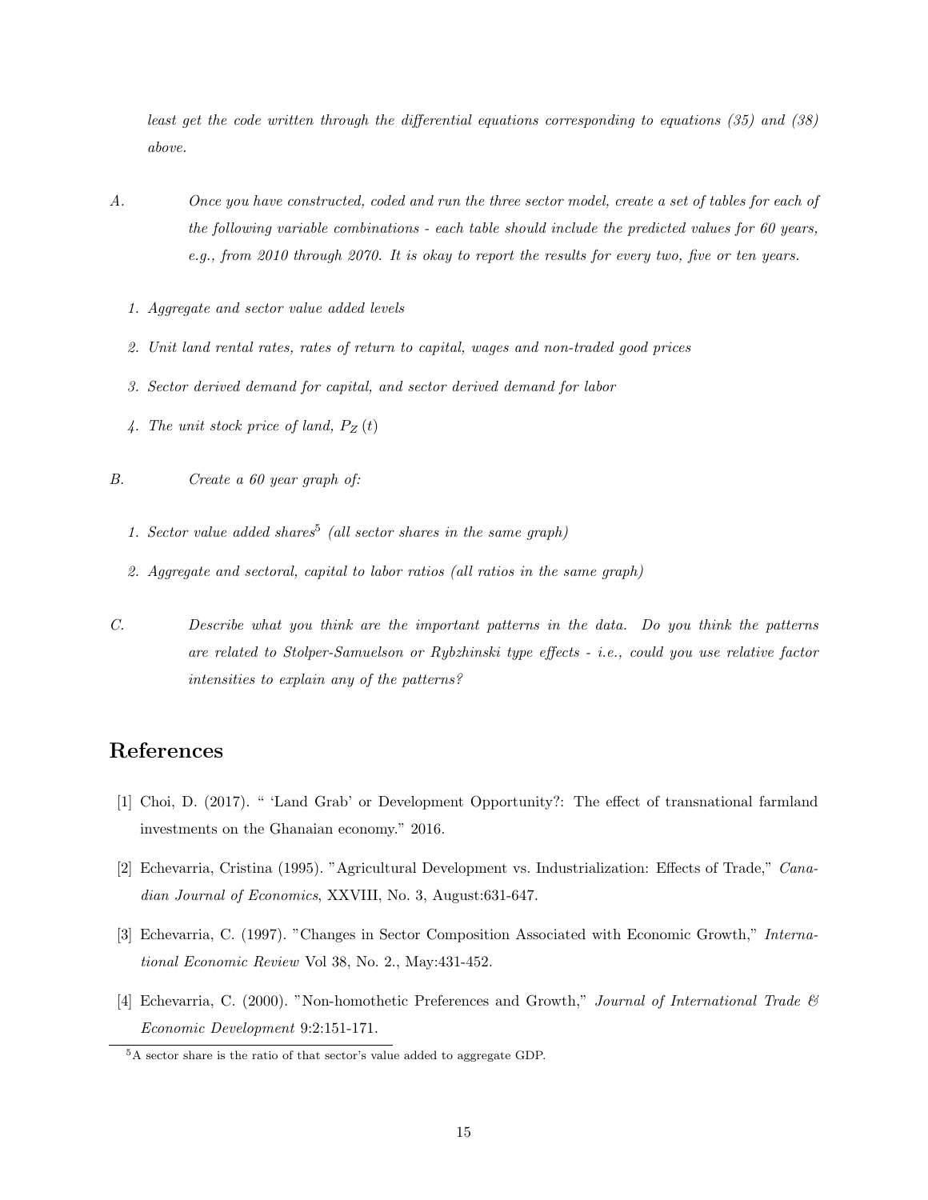*least get the code written through the differential equations corresponding to equations (35) and (38) above.*

A. *Once you have constructed, coded and run the three sector model, create a set of tables for each of the following variable combinations - each table should include the predicted values for 60 years, e.g., from 2010 through 2070. It is okay to report the results for every two, five or ten years.*

1. *Aggregate and sector value added levels*
2. *Unit land rental rates, rates of return to capital, wages and non-traded good prices*
3. *Sector derived demand for capital, and sector derived demand for labor*
4. *The unit stock price of land, $P_Z(t)$*

B. *Create a 60 year graph of:*

1. *Sector value added shares*[5] *(all sector shares in the same graph)*
2. *Aggregate and sectoral, capital to labor ratios (all ratios in the same graph)*

C. *Describe what you think are the important patterns in the data. Do you think the patterns are related to Stolper-Samuelson or Rybzhinski type effects - i.e., could you use relative factor intensities to explain any of the patterns?*

# References

[1] Choi, D. (2017). " 'Land Grab' or Development Opportunity?: The effect of transnational farmland investments on the Ghanaian economy." 2016.

[2] Echevarria, Cristina (1995). "Agricultural Development vs. Industrialization: Effects of Trade," *Canadian Journal of Economics*, XXVIII, No. 3, August:631-647.

[3] Echevarria, C. (1997). "Changes in Sector Composition Associated with Economic Growth," *International Economic Review* Vol 38, No. 2., May:431-452.

[4] Echevarria, C. (2000). "Non-homothetic Preferences and Growth," *Journal of International Trade & Economic Development* 9:2:151-171.

[5] A sector share is the ratio of that sector's value added to aggregate GDP.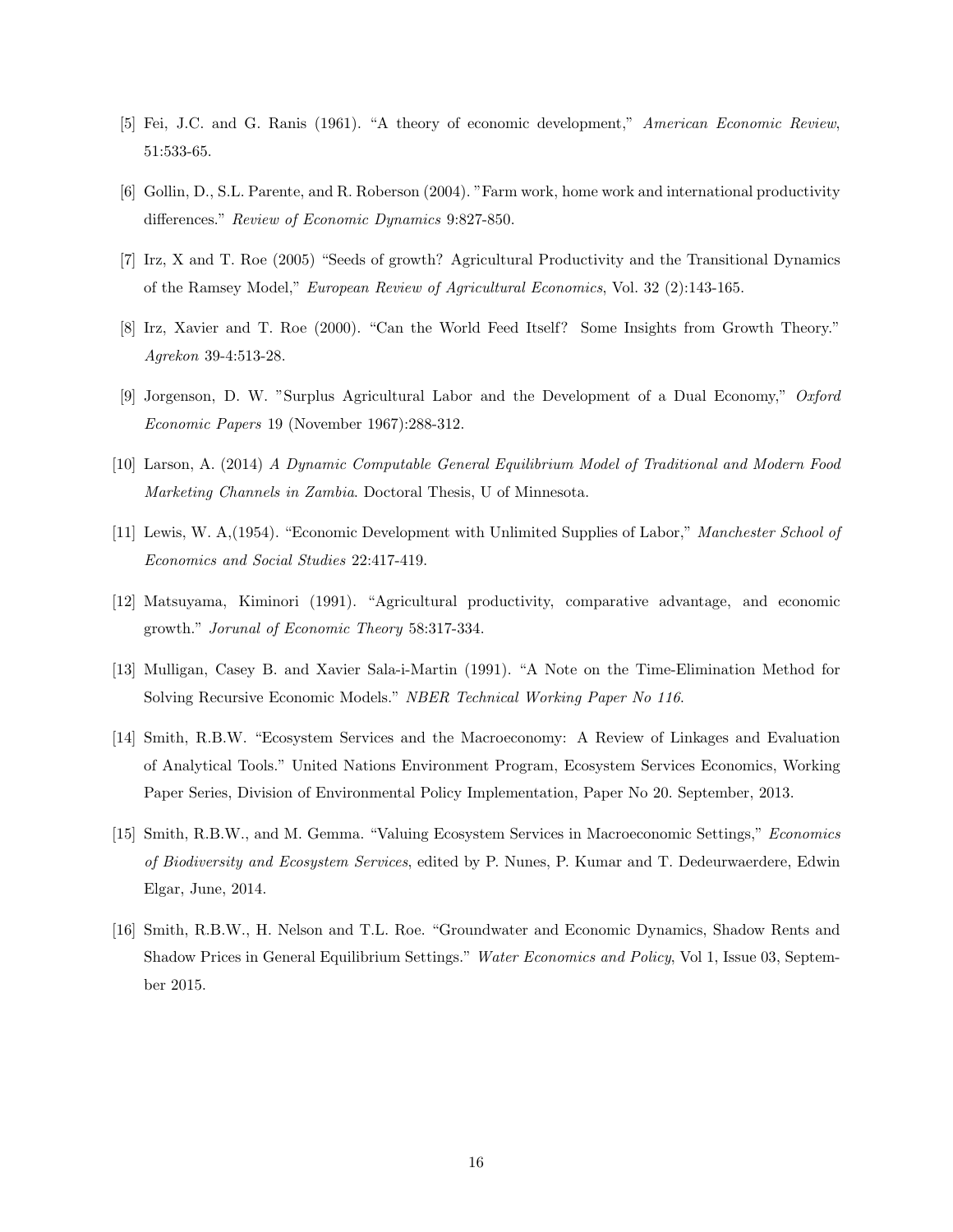[5] Fei, J.C. and G. Ranis (1961). "A theory of economic development," *American Economic Review*, 51:533-65.

[6] Gollin, D., S.L. Parente, and R. Roberson (2004). "Farm work, home work and international productivity differences." *Review of Economic Dynamics* 9:827-850.

[7] Irz, X and T. Roe (2005) "Seeds of growth? Agricultural Productivity and the Transitional Dynamics of the Ramsey Model," *European Review of Agricultural Economics*, Vol. 32 (2):143-165.

[8] Irz, Xavier and T. Roe (2000). "Can the World Feed Itself? Some Insights from Growth Theory." *Agrekon* 39-4:513-28.

[9] Jorgenson, D. W. "Surplus Agricultural Labor and the Development of a Dual Economy," *Oxford Economic Papers* 19 (November 1967):288-312.

[10] Larson, A. (2014) *A Dynamic Computable General Equilibrium Model of Traditional and Modern Food Marketing Channels in Zambia*. Doctoral Thesis, U of Minnesota.

[11] Lewis, W. A,(1954). "Economic Development with Unlimited Supplies of Labor," *Manchester School of Economics and Social Studies* 22:417-419.

[12] Matsuyama, Kiminori (1991). "Agricultural productivity, comparative advantage, and economic growth." *Jorunal of Economic Theory* 58:317-334.

[13] Mulligan, Casey B. and Xavier Sala-i-Martin (1991). "A Note on the Time-Elimination Method for Solving Recursive Economic Models." *NBER Technical Working Paper No 116*.

[14] Smith, R.B.W. "Ecosystem Services and the Macroeconomy: A Review of Linkages and Evaluation of Analytical Tools." United Nations Environment Program, Ecosystem Services Economics, Working Paper Series, Division of Environmental Policy Implementation, Paper No 20. September, 2013.

[15] Smith, R.B.W., and M. Gemma. "Valuing Ecosystem Services in Macroeconomic Settings," *Economics of Biodiversity and Ecosystem Services*, edited by P. Nunes, P. Kumar and T. Dedeurwaerdere, Edwin Elgar, June, 2014.

[16] Smith, R.B.W., H. Nelson and T.L. Roe. "Groundwater and Economic Dynamics, Shadow Rents and Shadow Prices in General Equilibrium Settings." *Water Economics and Policy*, Vol 1, Issue 03, September 2015.